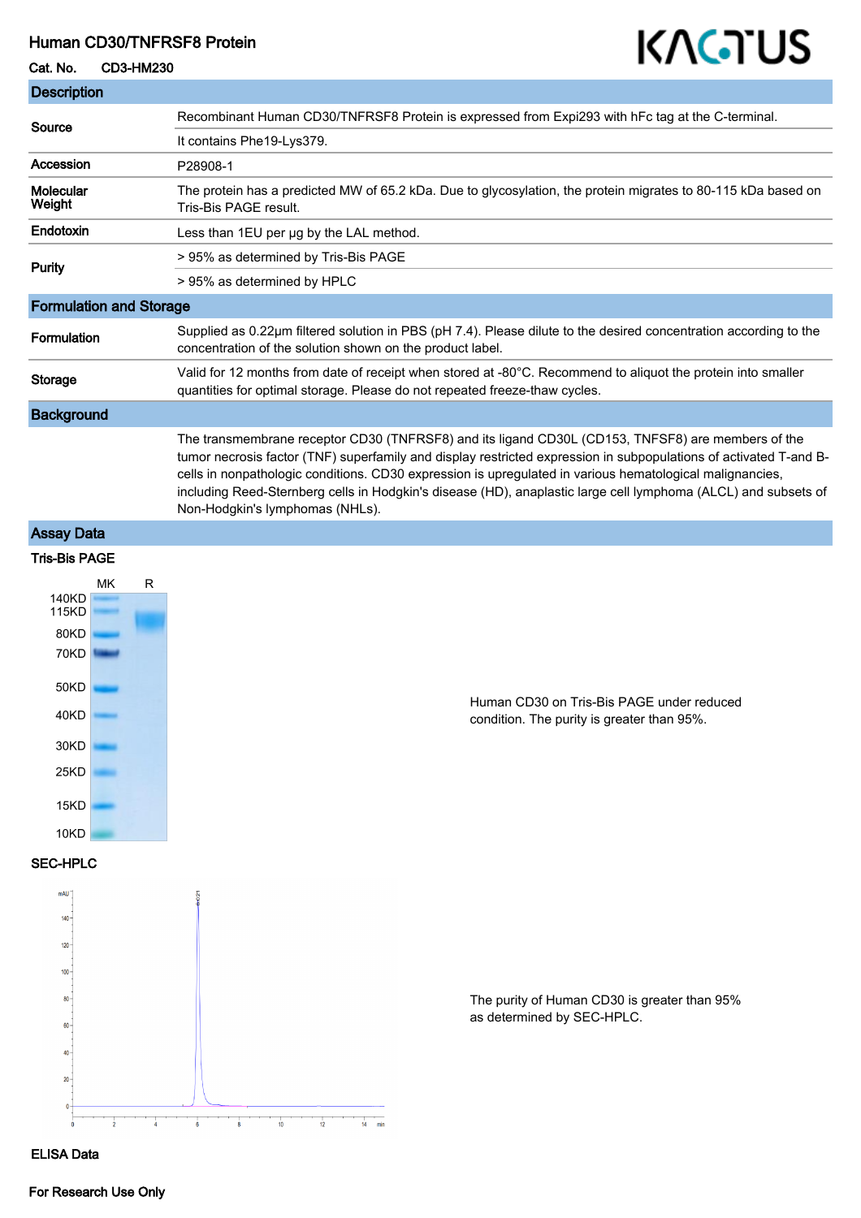# Human CD30/TNFRSF8 Protein

**Cat. No.** CD3-HM230

## Description

| | |
|---|---|
| **Source** | Recombinant Human CD30/TNFRSF8 Protein is expressed from Expi293 with hFc tag at the C-terminal. |
| | It contains Phe19-Lys379. |
| **Accession** | P28908-1 |
| **Molecular Weight** | The protein has a predicted MW of 65.2 kDa. Due to glycosylation, the protein migrates to 80-115 kDa based on Tris-Bis PAGE result. |
| **Endotoxin** | Less than 1EU per μg by the LAL method. |
| **Purity** | > 95% as determined by Tris-Bis PAGE |
| | > 95% as determined by HPLC |

## Formulation and Storage

| | |
|---|---|
| **Formulation** | Supplied as 0.22μm filtered solution in PBS (pH 7.4). Please dilute to the desired concentration according to the concentration of the solution shown on the product label. |
| **Storage** | Valid for 12 months from date of receipt when stored at -80°C. Recommend to aliquot the protein into smaller quantities for optimal storage. Please do not repeated freeze-thaw cycles. |

## Background

The transmembrane receptor CD30 (TNFRSF8) and its ligand CD30L (CD153, TNFSF8) are members of the tumor necrosis factor (TNF) superfamily and display restricted expression in subpopulations of activated T-and B-cells in nonpathologic conditions. CD30 expression is upregulated in various hematological malignancies, including Reed-Sternberg cells in Hodgkin's disease (HD), anaplastic large cell lymphoma (ALCL) and subsets of Non-Hodgkin's lymphomas (NHLs).

## Assay Data

### Tris-Bis PAGE

Human CD30 on Tris-Bis PAGE under reduced condition. The purity is greater than 95%.

### SEC-HPLC

The purity of Human CD30 is greater than 95% as determined by SEC-HPLC.

### ELISA Data

**For Research Use Only**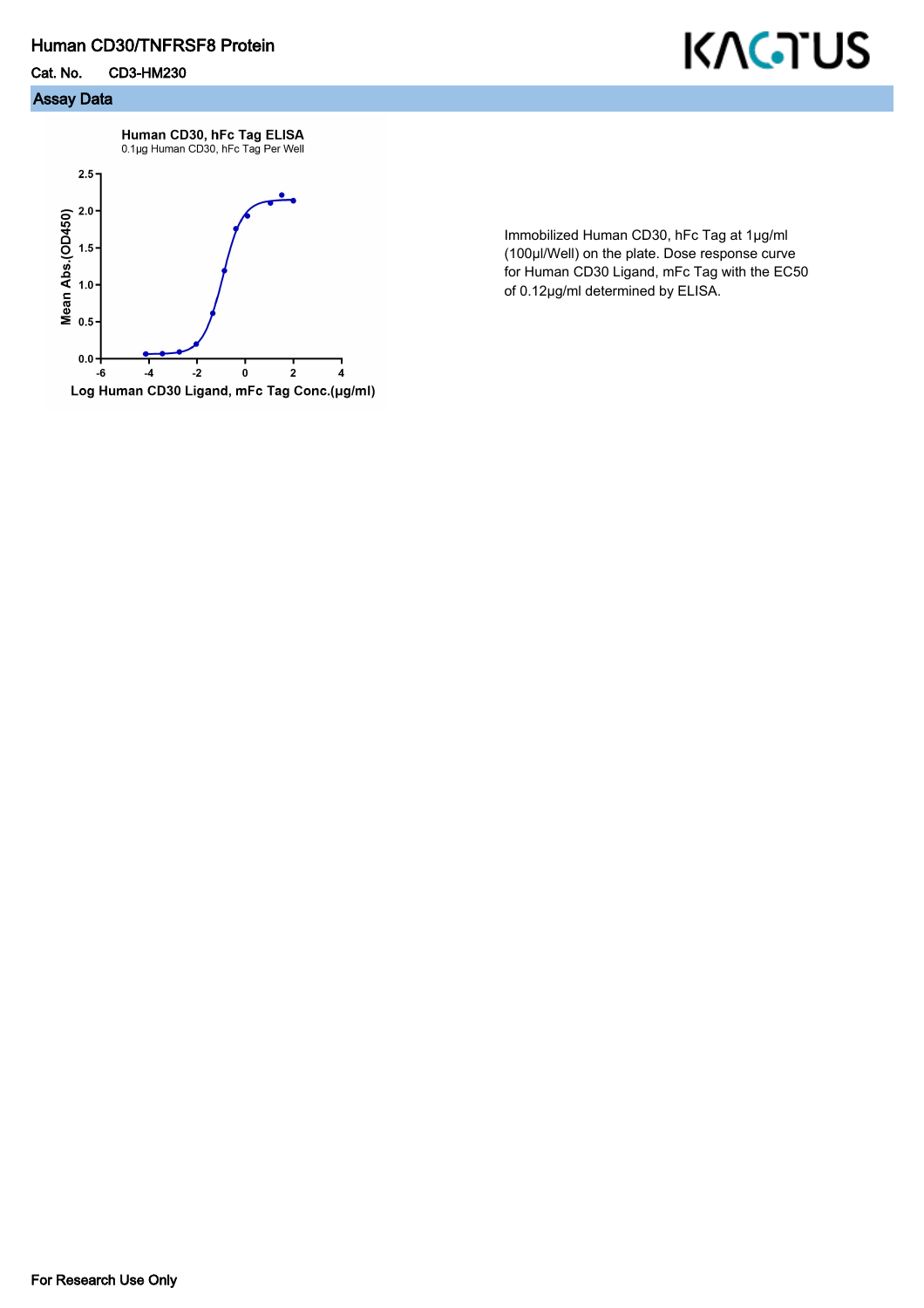# Human CD30/TNFRSF8 Protein

Cat. No. CD3-HM230

## Assay Data

**Human CD30, hFc Tag ELISA**

0.1μg Human CD30, hFc Tag Per Well

Mean Abs.(OD450)

2.5
2.0
1.5
1.0
0.5
0.0

-6 -4 -2 0 2 4

Log Human CD30 Ligand, mFc Tag Conc.(μg/ml)

Immobilized Human CD30, hFc Tag at 1μg/ml (100μl/Well) on the plate. Dose response curve for Human CD30 Ligand, mFc Tag with the EC50 of 0.12μg/ml determined by ELISA.

For Research Use Only